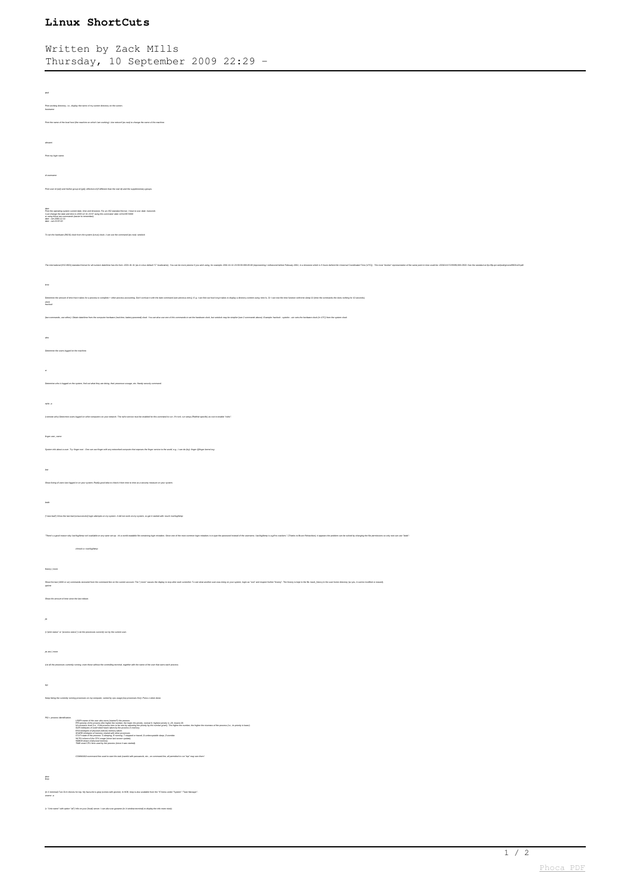## **Linux ShortCuts**

| Written by Zack MIlls                 |  |  |  |
|---------------------------------------|--|--|--|
| Thursday, 10 September 2009 22:29 $-$ |  |  |  |

| pad                                                                                                                                                                                                                                                                                                                                                                                                                                                                                                                |
|--------------------------------------------------------------------------------------------------------------------------------------------------------------------------------------------------------------------------------------------------------------------------------------------------------------------------------------------------------------------------------------------------------------------------------------------------------------------------------------------------------------------|
| Print working directory, i.e., display the name of my current directory on the screen<br>hostiame                                                                                                                                                                                                                                                                                                                                                                                                                  |
|                                                                                                                                                                                                                                                                                                                                                                                                                                                                                                                    |
| Print the name of the local host (the machine on which I am working). Use netconf (as root) to change the name of the machine                                                                                                                                                                                                                                                                                                                                                                                      |
| whoans                                                                                                                                                                                                                                                                                                                                                                                                                                                                                                             |
| Print my login name                                                                                                                                                                                                                                                                                                                                                                                                                                                                                                |
|                                                                                                                                                                                                                                                                                                                                                                                                                                                                                                                    |
| id username                                                                                                                                                                                                                                                                                                                                                                                                                                                                                                        |
| Print user id (uit) and his/ter group id (gid), effective id (if different than the real id) and the supplementary groups.                                                                                                                                                                                                                                                                                                                                                                                         |
|                                                                                                                                                                                                                                                                                                                                                                                                                                                                                                                    |
| date<br>Prix the operating system current date, time and timesane. For an IDO standard formal, I have to use date -leaconds<br>I can change the date and time is 2005-10-31 22:30 using this commend: date 123 (123.570.00)<br>and -git                                                                                                                                                                                                                                                                            |
|                                                                                                                                                                                                                                                                                                                                                                                                                                                                                                                    |
| To zet the hardware (BIOS) clock from the zystem (Linux) clock, I can use the command (as root): setclock                                                                                                                                                                                                                                                                                                                                                                                                          |
|                                                                                                                                                                                                                                                                                                                                                                                                                                                                                                                    |
| The international (ISO 8601) ziandard format for all-numeric date lime haz the form: 2001-01-31 (ex in Linux default "C" localization). You can be more precise if you wish using, for example: 2001-01-31 23:59:59.999-05:00<br>senting / milizacond before February 2001, in a timezone which is 5 hours behind the Universal Coordinated Time (UTC)) . The most 'licuter" repres<br>sion of the zame point in time could be: 200101217235359,999-0500. See the zandard at fip://tp.qs/.net/pub/g1zmd@501v03.pdf |
|                                                                                                                                                                                                                                                                                                                                                                                                                                                                                                                    |
|                                                                                                                                                                                                                                                                                                                                                                                                                                                                                                                    |
| Determine the amount of the fact it has for any part of the company country of the content of the fact of the product with the fact of the fact of the fact of the fact of the fact of the fact of the fact of the fact of the                                                                                                                                                                                                                                                                                     |
|                                                                                                                                                                                                                                                                                                                                                                                                                                                                                                                    |
| (two commands, use either). Obtain date/time from the computer hardware (real time, ballery-powered) clock. You can also use one of this commands to set the hardware clock, but setclock may be aimpler (see 2 commands above                                                                                                                                                                                                                                                                                     |
| $\omega$                                                                                                                                                                                                                                                                                                                                                                                                                                                                                                           |
| Determine the users logged on the machine                                                                                                                                                                                                                                                                                                                                                                                                                                                                          |
|                                                                                                                                                                                                                                                                                                                                                                                                                                                                                                                    |
| $_{\rm w}$                                                                                                                                                                                                                                                                                                                                                                                                                                                                                                         |
| nine who is logged on the system, find out what they are doing, their processor ussage, etc. Handy security con                                                                                                                                                                                                                                                                                                                                                                                                    |
|                                                                                                                                                                                                                                                                                                                                                                                                                                                                                                                    |
| rato-a                                                                                                                                                                                                                                                                                                                                                                                                                                                                                                             |
| (wereole who) Determine weers logged on other computers on your network. The reho service must be enabled for this commend to run. If it lan't, non setup (RedHaf specific) as roof is enab                                                                                                                                                                                                                                                                                                                        |
|                                                                                                                                                                                                                                                                                                                                                                                                                                                                                                                    |
| finger user_name                                                                                                                                                                                                                                                                                                                                                                                                                                                                                                   |
| System info about a user. Try: finger root . One can use finger with any networked computer that exposes the finger service to the world, e.g., I can do (try): finger @finger.kemel.org                                                                                                                                                                                                                                                                                                                           |
| <b>but</b>                                                                                                                                                                                                                                                                                                                                                                                                                                                                                                         |
|                                                                                                                                                                                                                                                                                                                                                                                                                                                                                                                    |
| Show listing of users last logged-in on your system. Really good idea to check it from time to time as a security measure on your system                                                                                                                                                                                                                                                                                                                                                                           |
| lasti                                                                                                                                                                                                                                                                                                                                                                                                                                                                                                              |
| ("what bad") Show the last bad (wasconssful) login attempts on my system. It did not work on my system, so got it stanted with: touch /vanlog-bing                                                                                                                                                                                                                                                                                                                                                                 |
|                                                                                                                                                                                                                                                                                                                                                                                                                                                                                                                    |
| lead of the uperru<br>me, Analogitimp is a gift to crackers." (Thenks to Bruce Richardson). If appears the problem can be solved by changing the file permissions ao only not can use "lastin                                                                                                                                                                                                                                                                                                                      |
| chmod o-r/vaclog/bimp                                                                                                                                                                                                                                                                                                                                                                                                                                                                                              |
|                                                                                                                                                                                                                                                                                                                                                                                                                                                                                                                    |
| $\text{Natsry} \mid \text{more}$                                                                                                                                                                                                                                                                                                                                                                                                                                                                                   |
| Show the last (1000 or so) cor<br>nds executed from the command line on the current account. The "I mow" causes the display to stop after each screenbl. To see what another user was cloing on your system, login as "sool" and impact his/ter "history". The h<br>aptime                                                                                                                                                                                                                                         |
| Show the amount of time since the last reboot.                                                                                                                                                                                                                                                                                                                                                                                                                                                                     |
|                                                                                                                                                                                                                                                                                                                                                                                                                                                                                                                    |
| $_{\mu}$                                                                                                                                                                                                                                                                                                                                                                                                                                                                                                           |
| («"print status" or "process status") List the processes currently run by the current user.                                                                                                                                                                                                                                                                                                                                                                                                                        |
|                                                                                                                                                                                                                                                                                                                                                                                                                                                                                                                    |
| $\mu \epsilon$ and $\mu \sigma \sigma \sigma$                                                                                                                                                                                                                                                                                                                                                                                                                                                                      |
| List all the processes currently running, even those without the controlling terminal, together with the name of the user that owns each process.                                                                                                                                                                                                                                                                                                                                                                  |
| $\kappa\rho$                                                                                                                                                                                                                                                                                                                                                                                                                                                                                                       |
|                                                                                                                                                                                                                                                                                                                                                                                                                                                                                                                    |
| Keep listing the currently running processes on my computer, sorted by opu usage (top processes first). Press c when done.                                                                                                                                                                                                                                                                                                                                                                                         |
| PID = process identification.                                                                                                                                                                                                                                                                                                                                                                                                                                                                                      |
| (1870-1997 & Passache and Control Property).<br>Company (angle passache angle of the state of the passache and the state of the state of the state of the process (s. h.pinky is laws)<br>Company (angle between the log of the stat                                                                                                                                                                                                                                                                               |
|                                                                                                                                                                                                                                                                                                                                                                                                                                                                                                                    |
| COMMAND-command line used to ziart the task (careful with passwords, etc., on command line, all permitted to run "top" may see them!                                                                                                                                                                                                                                                                                                                                                                               |
|                                                                                                                                                                                                                                                                                                                                                                                                                                                                                                                    |
| glop<br>ktop                                                                                                                                                                                                                                                                                                                                                                                                                                                                                                       |
| (n X terminal) Two GUI choices for top. My tevourbe is glop (comes with general). In KDE, ktop is also available from the "K"mens under "System"-"Task Manager".<br>unanne-e                                                                                                                                                                                                                                                                                                                                       |
|                                                                                                                                                                                                                                                                                                                                                                                                                                                                                                                    |
| $(\omega$ "Link name" with option "all") into on your (local) server. I can also use gunante (in X-window terminal) to display the info more nicely.                                                                                                                                                                                                                                                                                                                                                               |
|                                                                                                                                                                                                                                                                                                                                                                                                                                                                                                                    |